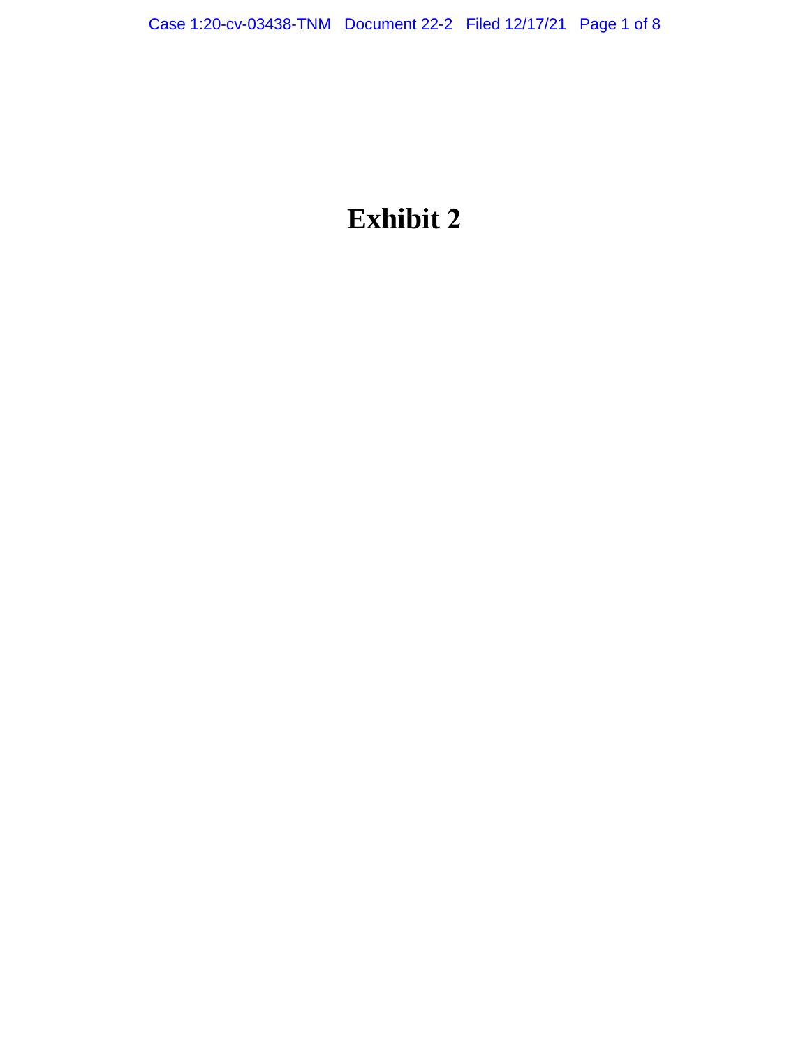# Exhibit 2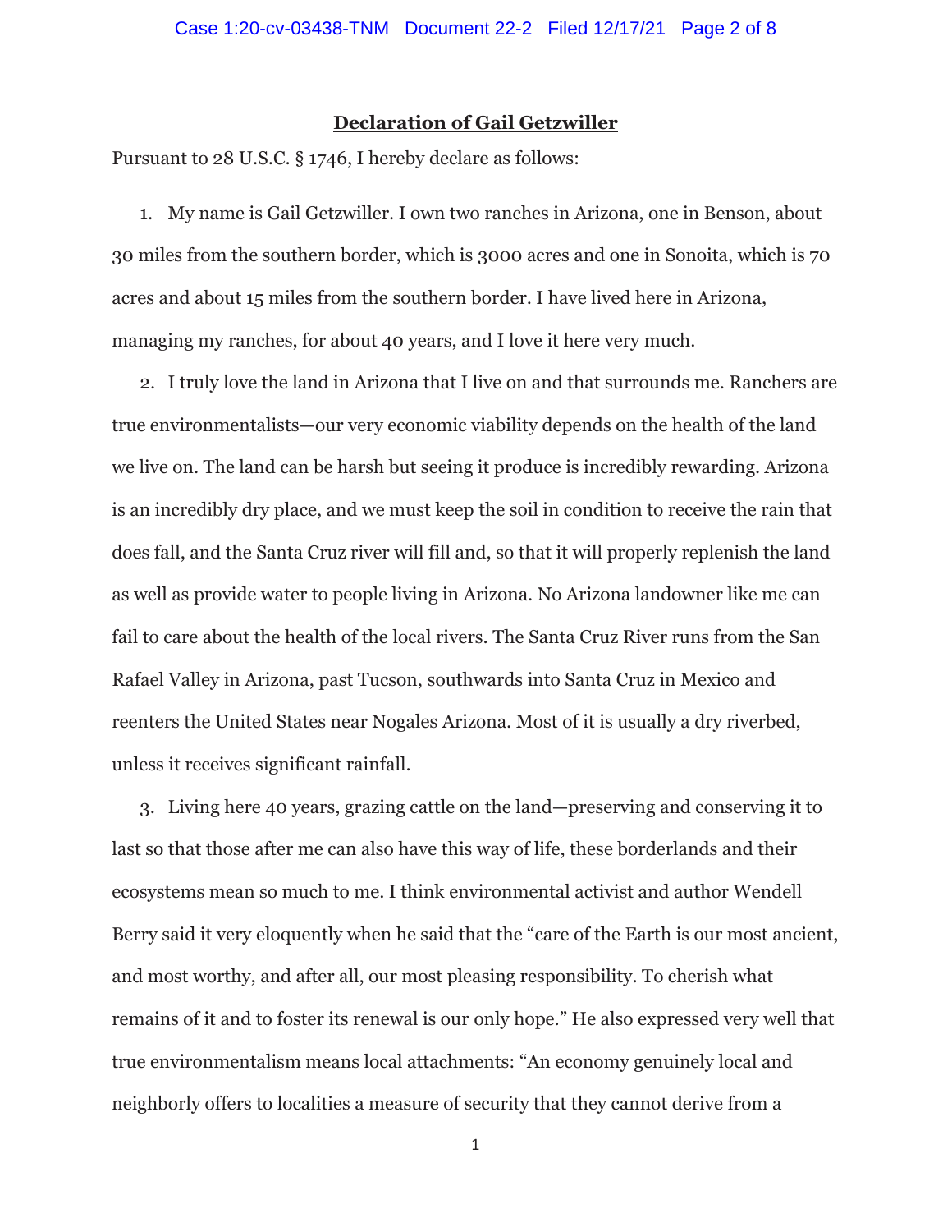## Declaration of Gail Getzwiller

Pursuant to 28 U.S.C. § 1746, I hereby declare as follows:

1. My name is Gail Getzwiller. I own two ranches in Arizona, one in Benson, about 30 miles from the southern border, which is 3000 acres and one in Sonoita, which is 70 acres and about 15 miles from the southern border. I have lived here in Arizona, managing my ranches, for about 40 years, and I love it here very much.

2. I truly love the land in Arizona that I live on and that surrounds me. Ranchers are true environmentalists—our very economic viability depends on the health of the land we live on. The land can be harsh but seeing it produce is incredibly rewarding. Arizona is an incredibly dry place, and we must keep the soil in condition to receive the rain that does fall, and the Santa Cruz river will fill and, so that it will properly replenish the land as well as provide water to people living in Arizona. No Arizona landowner like me can fail to care about the health of the local rivers. The Santa Cruz River runs from the San Rafael Valley in Arizona, past Tucson, southwards into Santa Cruz in Mexico and reenters the United States near Nogales Arizona. Most of it is usually a dry riverbed, unless it receives significant rainfall.

3. Living here 40 years, grazing cattle on the land—preserving and conserving it to last so that those after me can also have this way of life, these borderlands and their ecosystems mean so much to me. I think environmental activist and author Wendell Berry said it very eloquently when he said that the "care of the Earth is our most ancient, and most worthy, and after all, our most pleasing responsibility. To cherish what remains of it and to foster its renewal is our only hope." He also expressed very well that true environmentalism means local attachments: "An economy genuinely local and neighborly offers to localities a measure of security that they cannot derive from a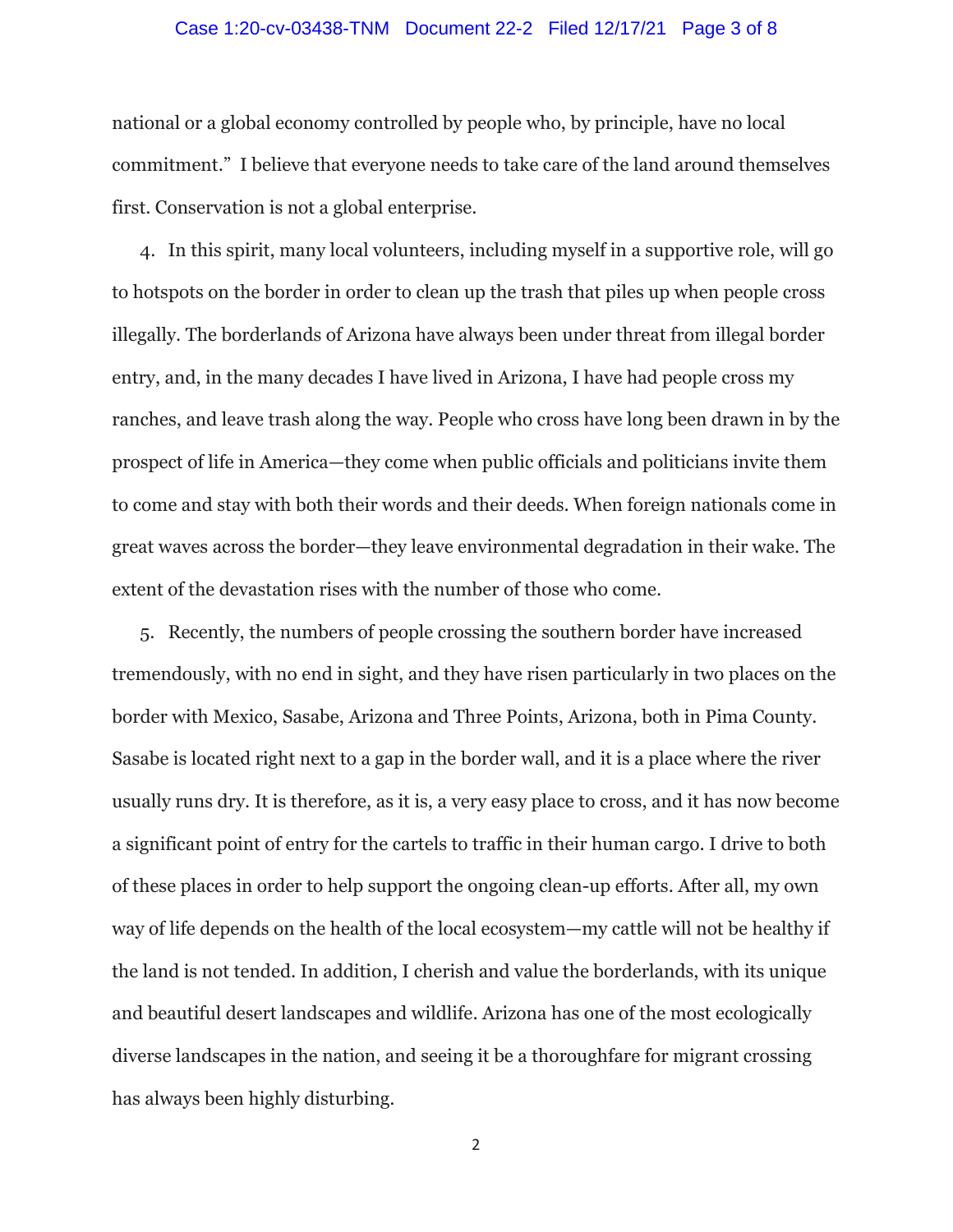national or a global economy controlled by people who, by principle, have no local commitment." I believe that everyone needs to take care of the land around themselves first. Conservation is not a global enterprise.

4. In this spirit, many local volunteers, including myself in a supportive role, will go to hotspots on the border in order to clean up the trash that piles up when people cross illegally. The borderlands of Arizona have always been under threat from illegal border entry, and, in the many decades I have lived in Arizona, I have had people cross my ranches, and leave trash along the way. People who cross have long been drawn in by the prospect of life in America—they come when public officials and politicians invite them to come and stay with both their words and their deeds. When foreign nationals come in great waves across the border—they leave environmental degradation in their wake. The extent of the devastation rises with the number of those who come.

5. Recently, the numbers of people crossing the southern border have increased tremendously, with no end in sight, and they have risen particularly in two places on the border with Mexico, Sasabe, Arizona and Three Points, Arizona, both in Pima County. Sasabe is located right next to a gap in the border wall, and it is a place where the river usually runs dry. It is therefore, as it is, a very easy place to cross, and it has now become a significant point of entry for the cartels to traffic in their human cargo. I drive to both of these places in order to help support the ongoing clean-up efforts. After all, my own way of life depends on the health of the local ecosystem—my cattle will not be healthy if the land is not tended. In addition, I cherish and value the borderlands, with its unique and beautiful desert landscapes and wildlife. Arizona has one of the most ecologically diverse landscapes in the nation, and seeing it be a thoroughfare for migrant crossing has always been highly disturbing.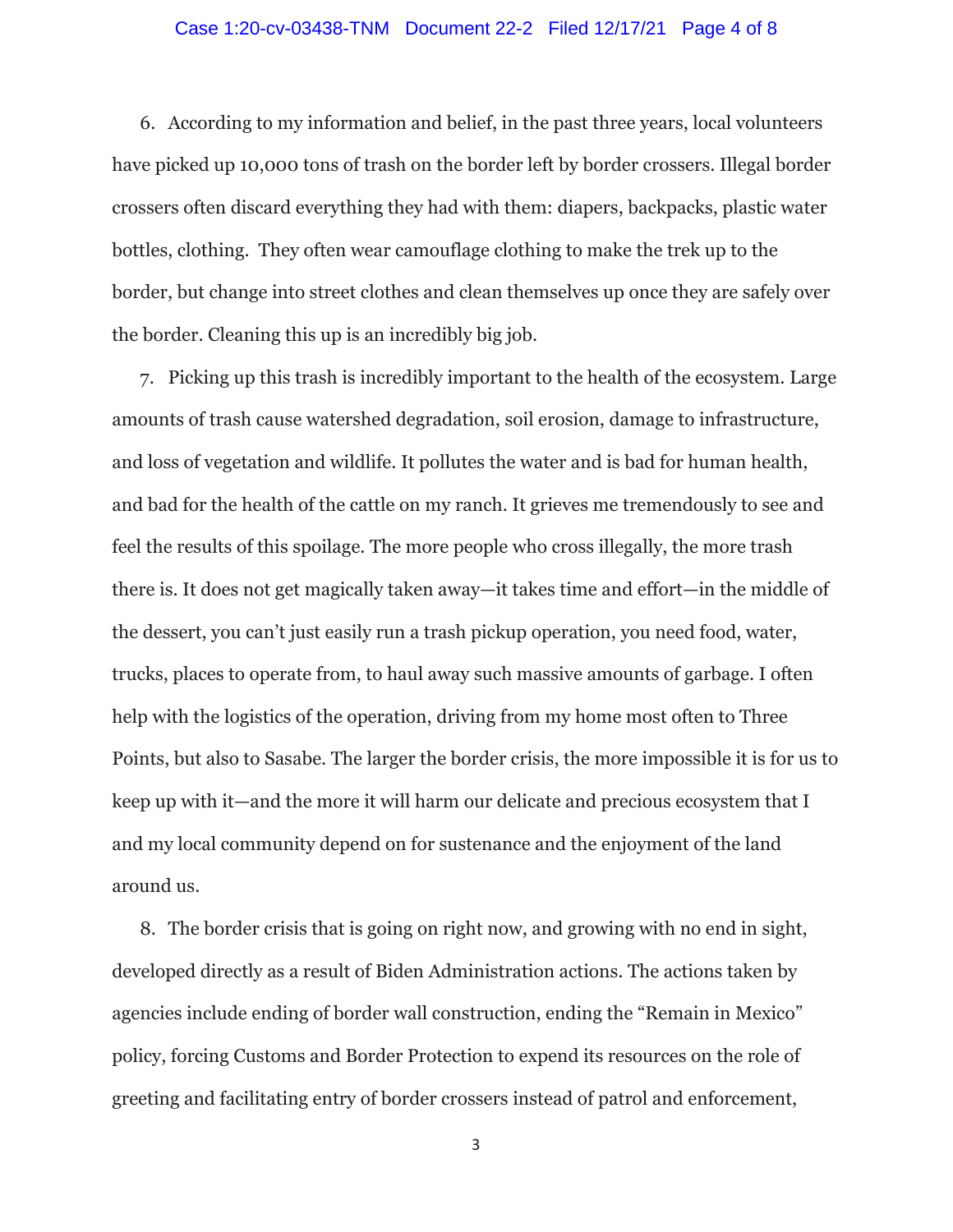6. According to my information and belief, in the past three years, local volunteers have picked up 10,000 tons of trash on the border left by border crossers. Illegal border crossers often discard everything they had with them: diapers, backpacks, plastic water bottles, clothing.  They often wear camouflage clothing to make the trek up to the border, but change into street clothes and clean themselves up once they are safely over the border. Cleaning this up is an incredibly big job.

7. Picking up this trash is incredibly important to the health of the ecosystem. Large amounts of trash cause watershed degradation, soil erosion, damage to infrastructure, and loss of vegetation and wildlife. It pollutes the water and is bad for human health, and bad for the health of the cattle on my ranch. It grieves me tremendously to see and feel the results of this spoilage. The more people who cross illegally, the more trash there is. It does not get magically taken away—it takes time and effort—in the middle of the dessert, you can't just easily run a trash pickup operation, you need food, water, trucks, places to operate from, to haul away such massive amounts of garbage. I often help with the logistics of the operation, driving from my home most often to Three Points, but also to Sasabe. The larger the border crisis, the more impossible it is for us to keep up with it—and the more it will harm our delicate and precious ecosystem that I and my local community depend on for sustenance and the enjoyment of the land around us.

8. The border crisis that is going on right now, and growing with no end in sight, developed directly as a result of Biden Administration actions. The actions taken by agencies include ending of border wall construction, ending the "Remain in Mexico" policy, forcing Customs and Border Protection to expend its resources on the role of greeting and facilitating entry of border crossers instead of patrol and enforcement,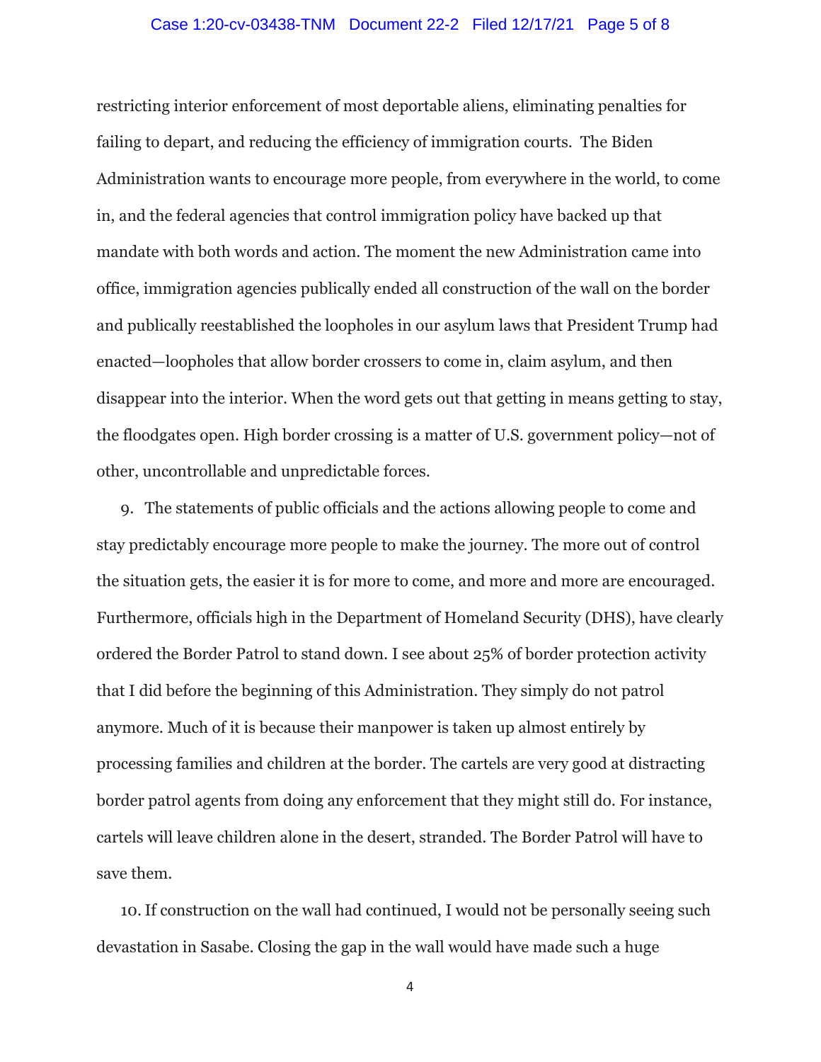restricting interior enforcement of most deportable aliens, eliminating penalties for failing to depart, and reducing the efficiency of immigration courts. The Biden Administration wants to encourage more people, from everywhere in the world, to come in, and the federal agencies that control immigration policy have backed up that mandate with both words and action. The moment the new Administration came into office, immigration agencies publically ended all construction of the wall on the border and publically reestablished the loopholes in our asylum laws that President Trump had enacted—loopholes that allow border crossers to come in, claim asylum, and then disappear into the interior. When the word gets out that getting in means getting to stay, the floodgates open. High border crossing is a matter of U.S. government policy—not of other, uncontrollable and unpredictable forces.

9. The statements of public officials and the actions allowing people to come and stay predictably encourage more people to make the journey. The more out of control the situation gets, the easier it is for more to come, and more and more are encouraged. Furthermore, officials high in the Department of Homeland Security (DHS), have clearly ordered the Border Patrol to stand down. I see about 25% of border protection activity that I did before the beginning of this Administration. They simply do not patrol anymore. Much of it is because their manpower is taken up almost entirely by processing families and children at the border. The cartels are very good at distracting border patrol agents from doing any enforcement that they might still do. For instance, cartels will leave children alone in the desert, stranded. The Border Patrol will have to save them.

10. If construction on the wall had continued, I would not be personally seeing such devastation in Sasabe. Closing the gap in the wall would have made such a huge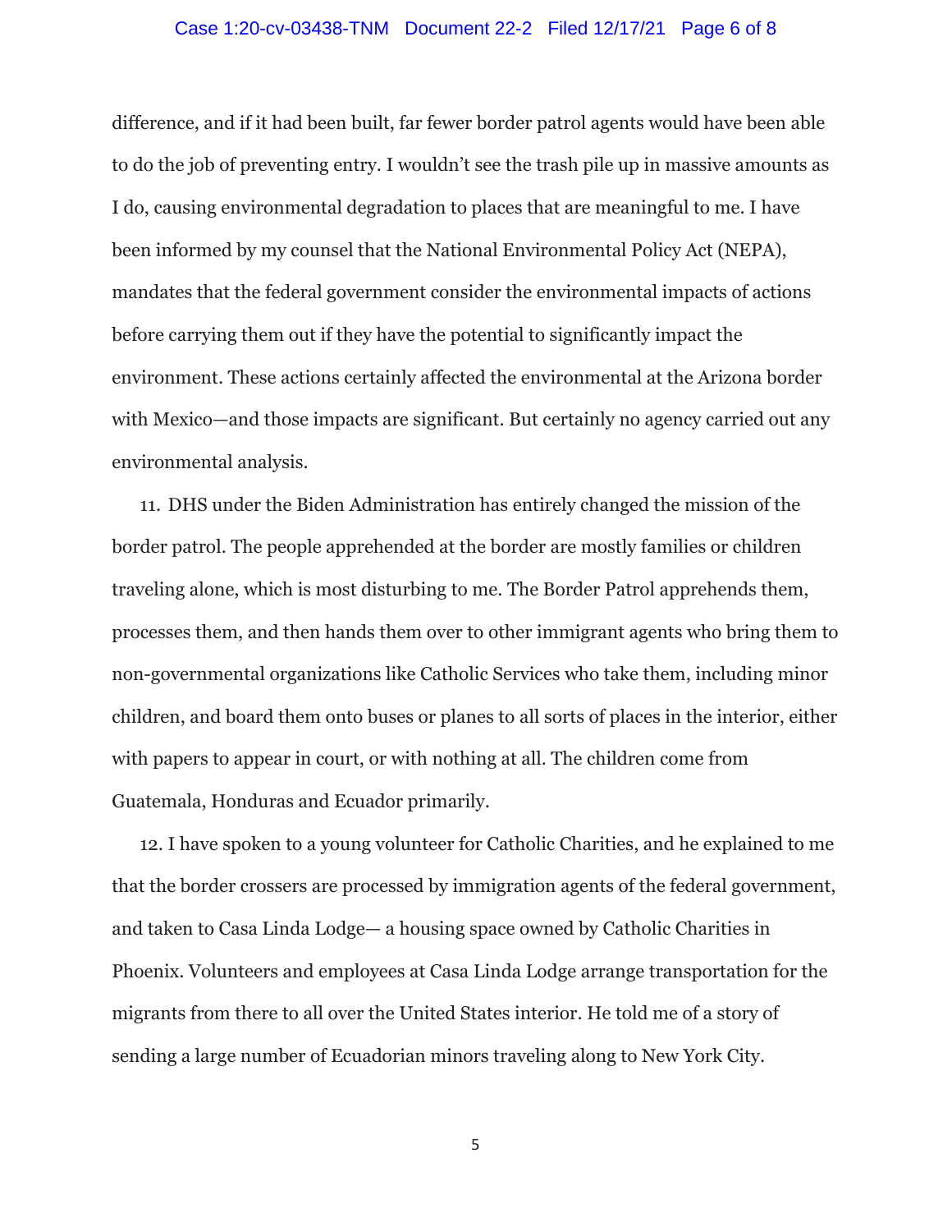difference, and if it had been built, far fewer border patrol agents would have been able to do the job of preventing entry. I wouldn't see the trash pile up in massive amounts as I do, causing environmental degradation to places that are meaningful to me. I have been informed by my counsel that the National Environmental Policy Act (NEPA), mandates that the federal government consider the environmental impacts of actions before carrying them out if they have the potential to significantly impact the environment. These actions certainly affected the environmental at the Arizona border with Mexico—and those impacts are significant. But certainly no agency carried out any environmental analysis.

11. DHS under the Biden Administration has entirely changed the mission of the border patrol. The people apprehended at the border are mostly families or children traveling alone, which is most disturbing to me. The Border Patrol apprehends them, processes them, and then hands them over to other immigrant agents who bring them to non-governmental organizations like Catholic Services who take them, including minor children, and board them onto buses or planes to all sorts of places in the interior, either with papers to appear in court, or with nothing at all. The children come from Guatemala, Honduras and Ecuador primarily.

12. I have spoken to a young volunteer for Catholic Charities, and he explained to me that the border crossers are processed by immigration agents of the federal government, and taken to Casa Linda Lodge— a housing space owned by Catholic Charities in Phoenix. Volunteers and employees at Casa Linda Lodge arrange transportation for the migrants from there to all over the United States interior. He told me of a story of sending a large number of Ecuadorian minors traveling along to New York City.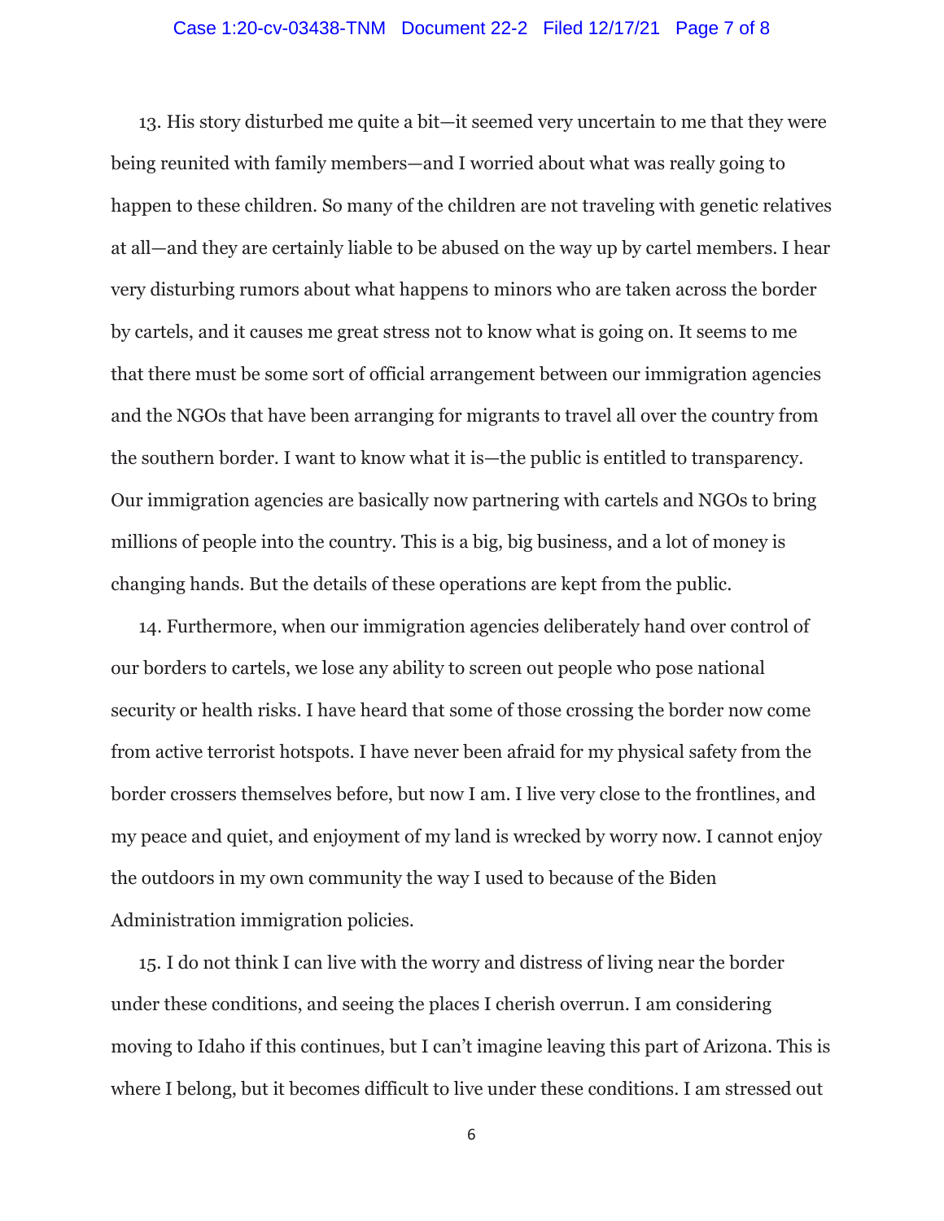13. His story disturbed me quite a bit—it seemed very uncertain to me that they were being reunited with family members—and I worried about what was really going to happen to these children. So many of the children are not traveling with genetic relatives at all—and they are certainly liable to be abused on the way up by cartel members. I hear very disturbing rumors about what happens to minors who are taken across the border by cartels, and it causes me great stress not to know what is going on. It seems to me that there must be some sort of official arrangement between our immigration agencies and the NGOs that have been arranging for migrants to travel all over the country from the southern border. I want to know what it is—the public is entitled to transparency. Our immigration agencies are basically now partnering with cartels and NGOs to bring millions of people into the country. This is a big, big business, and a lot of money is changing hands. But the details of these operations are kept from the public.

14. Furthermore, when our immigration agencies deliberately hand over control of our borders to cartels, we lose any ability to screen out people who pose national security or health risks. I have heard that some of those crossing the border now come from active terrorist hotspots. I have never been afraid for my physical safety from the border crossers themselves before, but now I am. I live very close to the frontlines, and my peace and quiet, and enjoyment of my land is wrecked by worry now. I cannot enjoy the outdoors in my own community the way I used to because of the Biden Administration immigration policies.

15. I do not think I can live with the worry and distress of living near the border under these conditions, and seeing the places I cherish overrun. I am considering moving to Idaho if this continues, but I can't imagine leaving this part of Arizona. This is where I belong, but it becomes difficult to live under these conditions. I am stressed out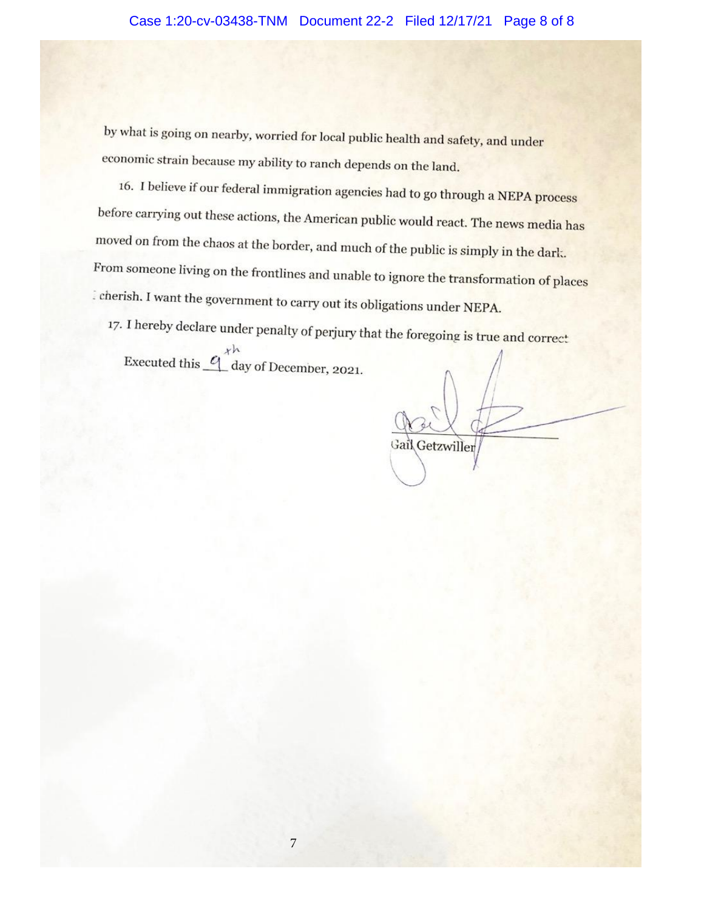by what is going on nearby, worried for local public health and safety, and under economic strain because my ability to ranch depends on the land.

16. I believe if our federal immigration agencies had to go through a NEPA process before carrying out these actions, the American public would react. The news media has moved on from the chaos at the border, and much of the public is simply in the dark. From someone living on the frontlines and unable to ignore the transformation of places I cherish. I want the government to carry out its obligations under NEPA.

17. I hereby declare under penalty of perjury that the foregoing is true and correct

Executed this 9th day of December, 2021.

Gail Getzwiller